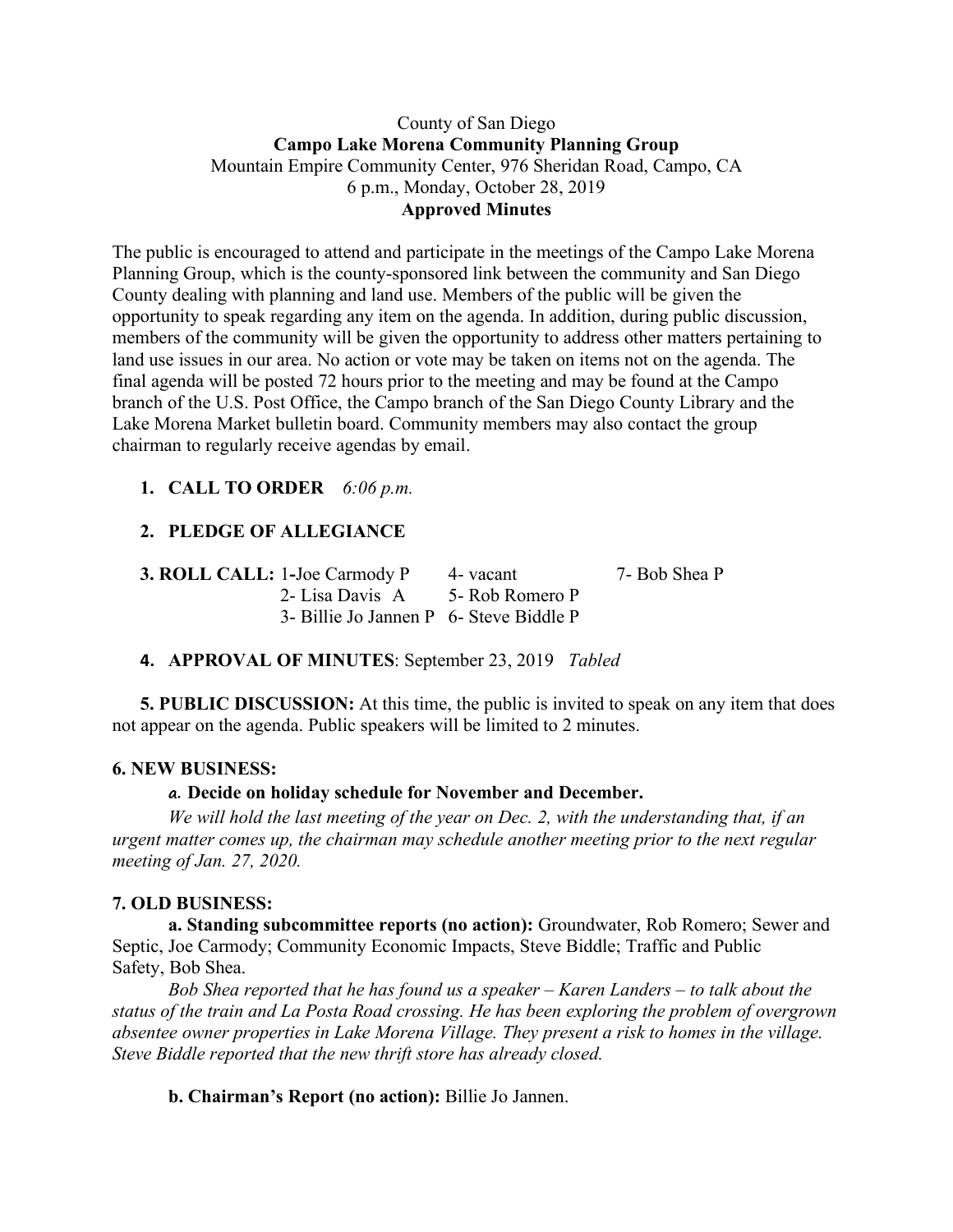County of San Diego

**Campo Lake Morena Community Planning Group**

Mountain Empire Community Center, 976 Sheridan Road, Campo, CA

6 p.m., Monday, October 28, 2019

**Approved Minutes**

The public is encouraged to attend and participate in the meetings of the Campo Lake Morena Planning Group, which is the county-sponsored link between the community and San Diego County dealing with planning and land use. Members of the public will be given the opportunity to speak regarding any item on the agenda. In addition, during public discussion, members of the community will be given the opportunity to address other matters pertaining to land use issues in our area. No action or vote may be taken on items not on the agenda. The final agenda will be posted 72 hours prior to the meeting and may be found at the Campo branch of the U.S. Post Office, the Campo branch of the San Diego County Library and the Lake Morena Market bulletin board. Community members may also contact the group chairman to regularly receive agendas by email.

1. **CALL TO ORDER** *6:06 p.m.*

2. **PLEDGE OF ALLEGIANCE**

**3. ROLL CALL:** 1-Joe Carmody P 4- vacant 7- Bob Shea P
2- Lisa Davis A 5- Rob Romero P
3- Billie Jo Jannen P 6- Steve Biddle P

4. **APPROVAL OF MINUTES**: September 23, 2019 *Tabled*

**5. PUBLIC DISCUSSION:** At this time, the public is invited to speak on any item that does not appear on the agenda. Public speakers will be limited to 2 minutes.

**6. NEW BUSINESS:**

***a.* Decide on holiday schedule for November and December.**

*We will hold the last meeting of the year on Dec. 2, with the understanding that, if an urgent matter comes up, the chairman may schedule another meeting prior to the next regular meeting of Jan. 27, 2020.*

**7. OLD BUSINESS:**

**a. Standing subcommittee reports (no action):** Groundwater, Rob Romero; Sewer and Septic, Joe Carmody; Community Economic Impacts, Steve Biddle; Traffic and Public Safety, Bob Shea.

*Bob Shea reported that he has found us a speaker – Karen Landers – to talk about the status of the train and La Posta Road crossing. He has been exploring the problem of overgrown absentee owner properties in Lake Morena Village. They present a risk to homes in the village. Steve Biddle reported that the new thrift store has already closed.*

**b. Chairman's Report (no action):** Billie Jo Jannen.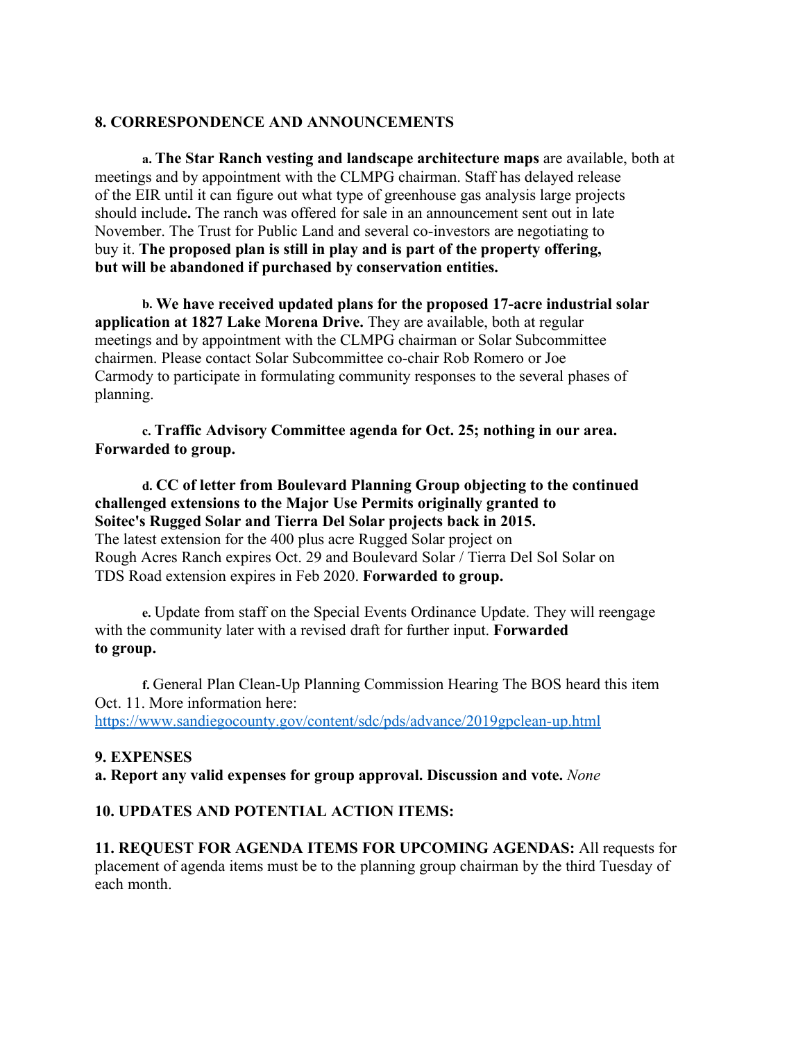### 8. CORRESPONDENCE AND ANNOUNCEMENTS

**a. The Star Ranch vesting and landscape architecture maps** are available, both at meetings and by appointment with the CLMPG chairman. Staff has delayed release of the EIR until it can figure out what type of greenhouse gas analysis large projects should include**.** The ranch was offered for sale in an announcement sent out in late November. The Trust for Public Land and several co-investors are negotiating to buy it. **The proposed plan is still in play and is part of the property offering, but will be abandoned if purchased by conservation entities.**

**b. We have received updated plans for the proposed 17-acre industrial solar application at 1827 Lake Morena Drive.** They are available, both at regular meetings and by appointment with the CLMPG chairman or Solar Subcommittee chairmen. Please contact Solar Subcommittee co-chair Rob Romero or Joe Carmody to participate in formulating community responses to the several phases of planning.

**c. Traffic Advisory Committee agenda for Oct. 25; nothing in our area. Forwarded to group.**

**d. CC of letter from Boulevard Planning Group objecting to the continued challenged extensions to the Major Use Permits originally granted to Soitec's Rugged Solar and Tierra Del Solar projects back in 2015.**
The latest extension for the 400 plus acre Rugged Solar project on Rough Acres Ranch expires Oct. 29 and Boulevard Solar / Tierra Del Sol Solar on TDS Road extension expires in Feb 2020. **Forwarded to group.**

**e.** Update from staff on the Special Events Ordinance Update. They will reengage with the community later with a revised draft for further input. **Forwarded to group.**

**f.** General Plan Clean-Up Planning Commission Hearing The BOS heard this item Oct. 11. More information here:
https://www.sandiegocounty.gov/content/sdc/pds/advance/2019gpclean-up.html

### 9. EXPENSES

**a. Report any valid expenses for group approval. Discussion and vote.** *None*

### 10. UPDATES AND POTENTIAL ACTION ITEMS:

**11. REQUEST FOR AGENDA ITEMS FOR UPCOMING AGENDAS:** All requests for placement of agenda items must be to the planning group chairman by the third Tuesday of each month.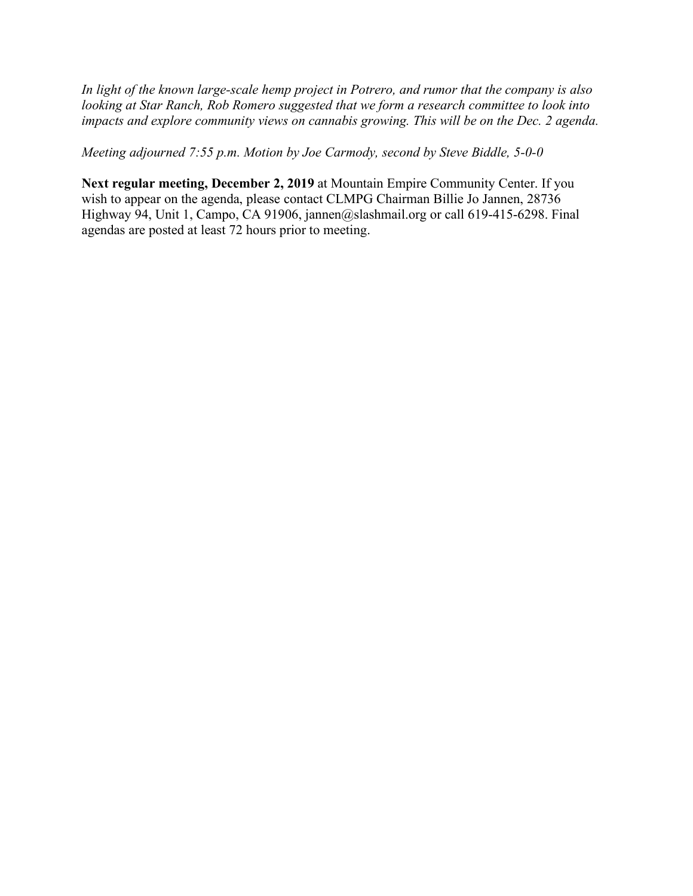*In light of the known large-scale hemp project in Potrero, and rumor that the company is also looking at Star Ranch, Rob Romero suggested that we form a research committee to look into impacts and explore community views on cannabis growing. This will be on the Dec. 2 agenda.*

*Meeting adjourned 7:55 p.m. Motion by Joe Carmody, second by Steve Biddle, 5-0-0*

**Next regular meeting, December 2, 2019** at Mountain Empire Community Center. If you wish to appear on the agenda, please contact CLMPG Chairman Billie Jo Jannen, 28736 Highway 94, Unit 1, Campo, CA 91906, jannen@slashmail.org or call 619-415-6298. Final agendas are posted at least 72 hours prior to meeting.